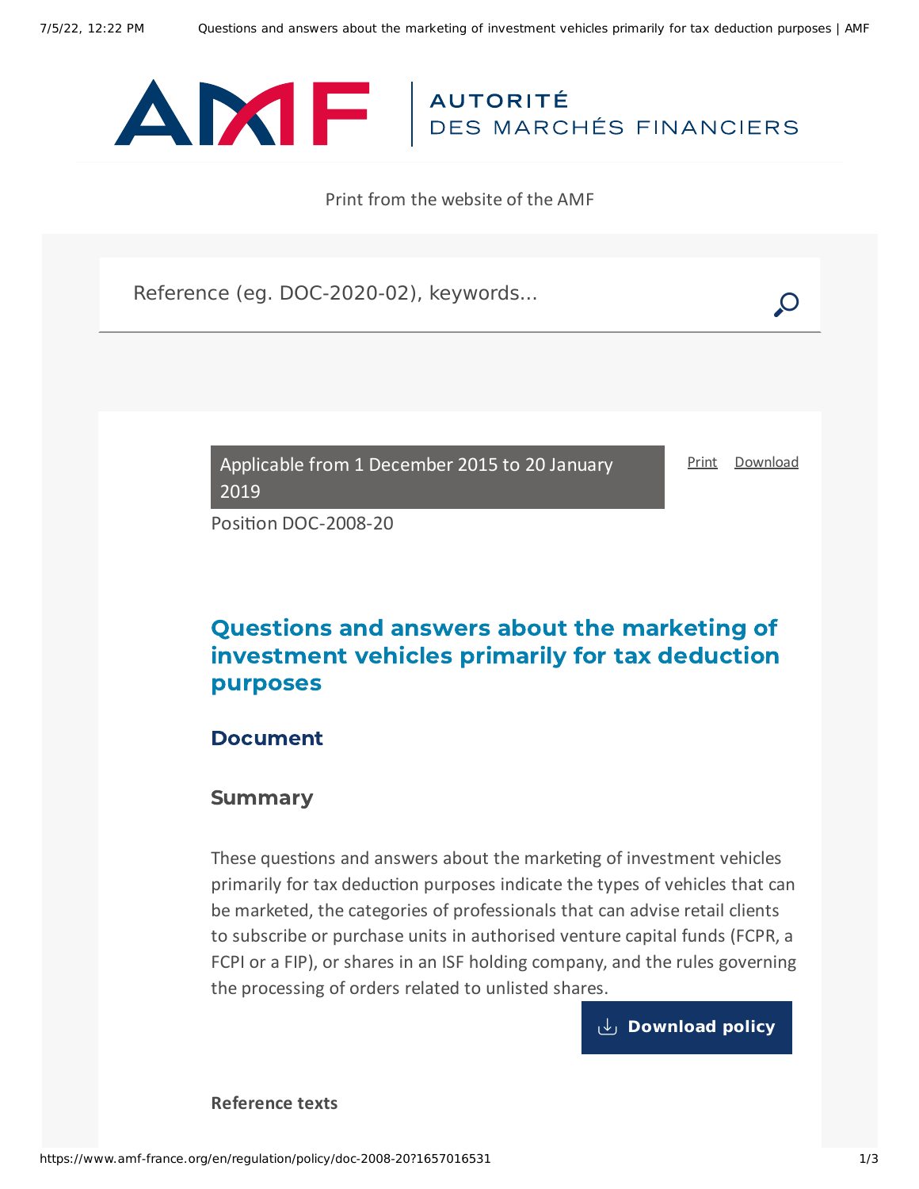Print from the website of the AMF

Reference (eg. DOC-2020-02), keywords...

Applicable from 1 December 2015 to 20 January 2019

Print Download

Position DOC-2008-20

# Questions and answers about the marketing of investment vehicles primarily for tax deduction purposes

## Document

### Summary

These questions and answers about the marketing of investment vehicles primarily for tax deduction purposes indicate the types of vehicles that can be marketed, the categories of professionals that can advise retail clients to subscribe or purchase units in authorised venture capital funds (FCPR, a FCPI or a FIP), or shares in an ISF holding company, and the rules governing the processing of orders related to unlisted shares.

Download policy

**Reference texts**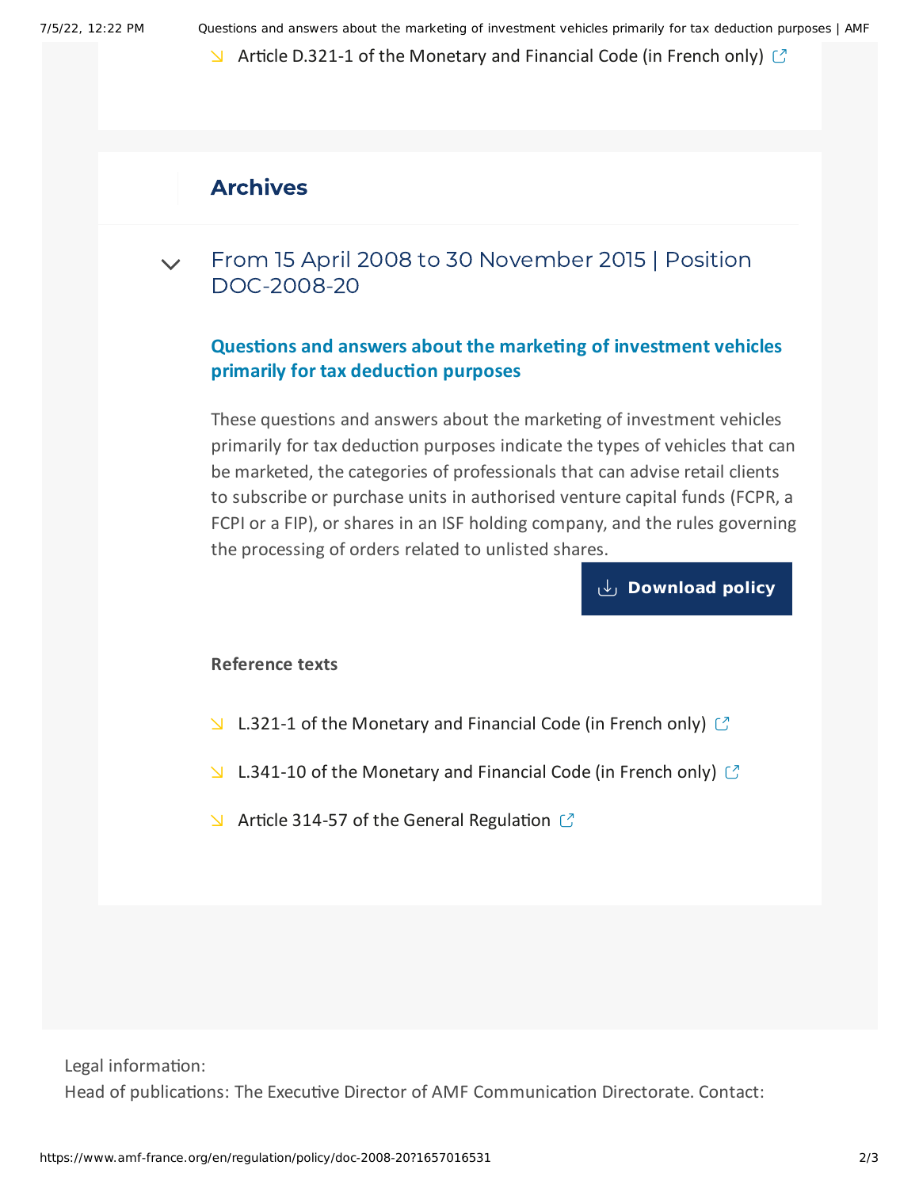- Article D.321-1 of the Monetary and Financial Code (in French only)

## Archives

### From 15 April 2008 to 30 November 2015 | Position DOC-2008-20

**Questions and answers about the marketing of investment vehicles primarily for tax deduction purposes**

These questions and answers about the marketing of investment vehicles primarily for tax deduction purposes indicate the types of vehicles that can be marketed, the categories of professionals that can advise retail clients to subscribe or purchase units in authorised venture capital funds (FCPR, a FCPI or a FIP), or shares in an ISF holding company, and the rules governing the processing of orders related to unlisted shares.

**Download policy**

**Reference texts**

- L.321-1 of the Monetary and Financial Code (in French only)
- L.341-10 of the Monetary and Financial Code (in French only)
- Article 314-57 of the General Regulation

Legal information:
Head of publications: The Executive Director of AMF Communication Directorate. Contact: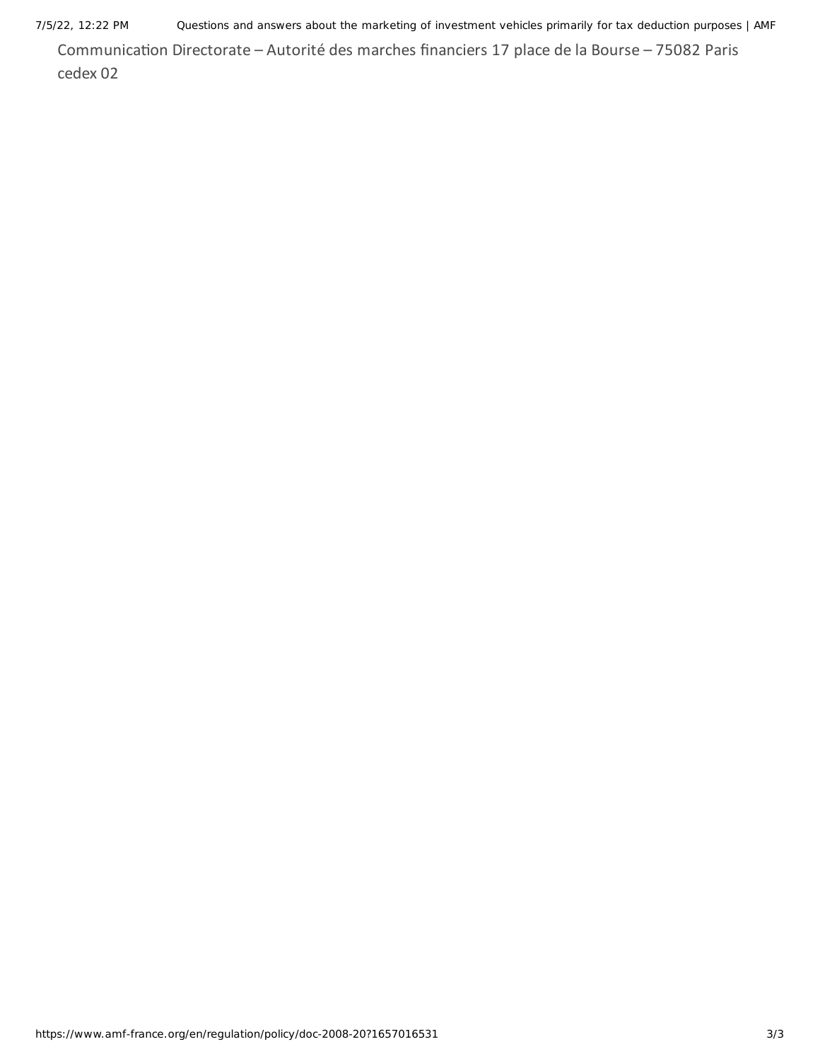Communication Directorate – Autorité des marches financiers 17 place de la Bourse – 75082 Paris cedex 02